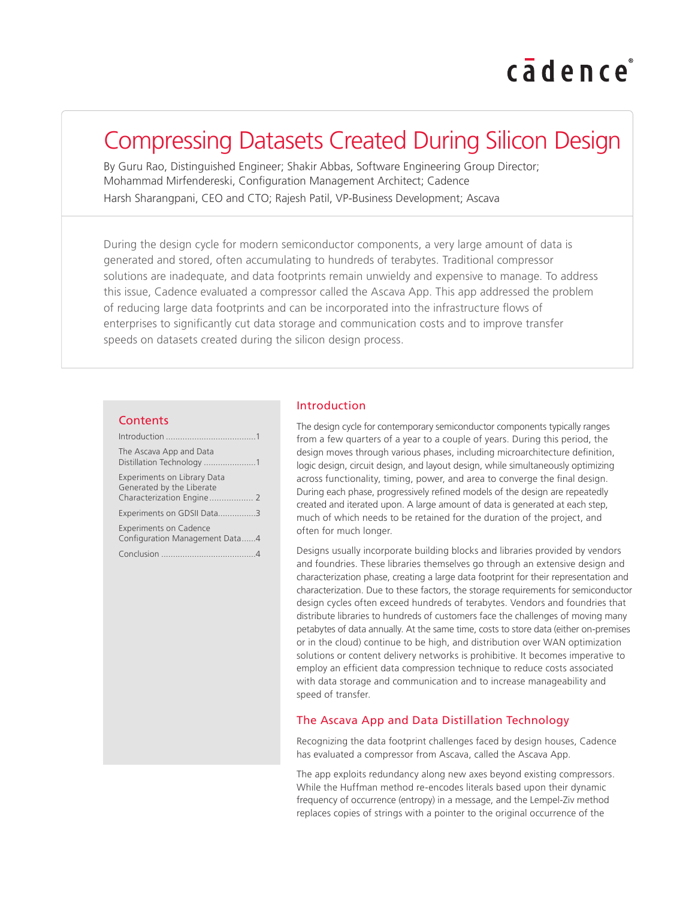# Compressing Datasets Created During Silicon Design

By Guru Rao, Distinguished Engineer; Shakir Abbas, Software Engineering Group Director; Mohammad Mirfendereski, Configuration Management Architect; Cadence

Harsh Sharangpani, CEO and CTO; Rajesh Patil, VP-Business Development; Ascava

During the design cycle for modern semiconductor components, a very large amount of data is generated and stored, often accumulating to hundreds of terabytes. Traditional compressor solutions are inadequate, and data footprints remain unwieldy and expensive to manage. To address this issue, Cadence evaluated a compressor called the Ascava App. This app addressed the problem of reducing large data footprints and can be incorporated into the infrastructure flows of enterprises to significantly cut data storage and communication costs and to improve transfer speeds on datasets created during the silicon design process.

## Contents

- Introduction .....................................1
- The Ascava App and Data Distillation Technology ......................1
- Experiments on Library Data Generated by the Liberate Characterization Engine .................. 2
- Experiments on GDSII Data................3
- Experiments on Cadence Configuration Management Data......4
- Conclusion .......................................4

## Introduction

The design cycle for contemporary semiconductor components typically ranges from a few quarters of a year to a couple of years. During this period, the design moves through various phases, including microarchitecture definition, logic design, circuit design, and layout design, while simultaneously optimizing across functionality, timing, power, and area to converge the final design. During each phase, progressively refined models of the design are repeatedly created and iterated upon. A large amount of data is generated at each step, much of which needs to be retained for the duration of the project, and often for much longer.

Designs usually incorporate building blocks and libraries provided by vendors and foundries. These libraries themselves go through an extensive design and characterization phase, creating a large data footprint for their representation and characterization. Due to these factors, the storage requirements for semiconductor design cycles often exceed hundreds of terabytes. Vendors and foundries that distribute libraries to hundreds of customers face the challenges of moving many petabytes of data annually. At the same time, costs to store data (either on-premises or in the cloud) continue to be high, and distribution over WAN optimization solutions or content delivery networks is prohibitive. It becomes imperative to employ an efficient data compression technique to reduce costs associated with data storage and communication and to increase manageability and speed of transfer.

## The Ascava App and Data Distillation Technology

Recognizing the data footprint challenges faced by design houses, Cadence has evaluated a compressor from Ascava, called the Ascava App.

The app exploits redundancy along new axes beyond existing compressors. While the Huffman method re-encodes literals based upon their dynamic frequency of occurrence (entropy) in a message, and the Lempel-Ziv method replaces copies of strings with a pointer to the original occurrence of the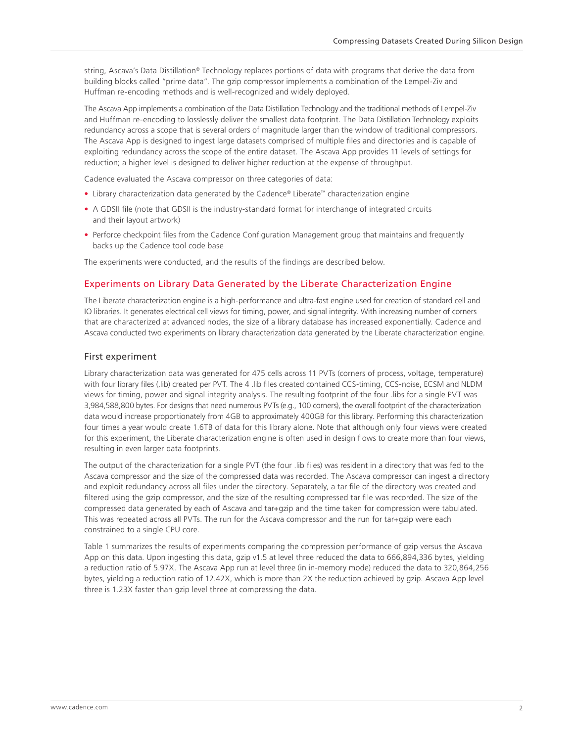string, Ascava's Data Distillation® Technology replaces portions of data with programs that derive the data from building blocks called "prime data". The gzip compressor implements a combination of the Lempel-Ziv and Huffman re-encoding methods and is well-recognized and widely deployed.

The Ascava App implements a combination of the Data Distillation Technology and the traditional methods of Lempel-Ziv and Huffman re-encoding to losslessly deliver the smallest data footprint. The Data Distillation Technology exploits redundancy across a scope that is several orders of magnitude larger than the window of traditional compressors. The Ascava App is designed to ingest large datasets comprised of multiple files and directories and is capable of exploiting redundancy across the scope of the entire dataset. The Ascava App provides 11 levels of settings for reduction; a higher level is designed to deliver higher reduction at the expense of throughput.

Cadence evaluated the Ascava compressor on three categories of data:

- Library characterization data generated by the Cadence® Liberate™ characterization engine
- A GDSII file (note that GDSII is the industry-standard format for interchange of integrated circuits and their layout artwork)
- Perforce checkpoint files from the Cadence Configuration Management group that maintains and frequently backs up the Cadence tool code base

The experiments were conducted, and the results of the findings are described below.

## Experiments on Library Data Generated by the Liberate Characterization Engine

The Liberate characterization engine is a high-performance and ultra-fast engine used for creation of standard cell and IO libraries. It generates electrical cell views for timing, power, and signal integrity. With increasing number of corners that are characterized at advanced nodes, the size of a library database has increased exponentially. Cadence and Ascava conducted two experiments on library characterization data generated by the Liberate characterization engine.

### First experiment

Library characterization data was generated for 475 cells across 11 PVTs (corners of process, voltage, temperature) with four library files (.lib) created per PVT. The 4 .lib files created contained CCS-timing, CCS-noise, ECSM and NLDM views for timing, power and signal integrity analysis. The resulting footprint of the four .libs for a single PVT was 3,984,588,800 bytes. For designs that need numerous PVTs (e.g., 100 corners), the overall footprint of the characterization data would increase proportionately from 4GB to approximately 400GB for this library. Performing this characterization four times a year would create 1.6TB of data for this library alone. Note that although only four views were created for this experiment, the Liberate characterization engine is often used in design flows to create more than four views, resulting in even larger data footprints.

The output of the characterization for a single PVT (the four .lib files) was resident in a directory that was fed to the Ascava compressor and the size of the compressed data was recorded. The Ascava compressor can ingest a directory and exploit redundancy across all files under the directory. Separately, a tar file of the directory was created and filtered using the gzip compressor, and the size of the resulting compressed tar file was recorded. The size of the compressed data generated by each of Ascava and tar+gzip and the time taken for compression were tabulated. This was repeated across all PVTs. The run for the Ascava compressor and the run for tar+gzip were each constrained to a single CPU core.

Table 1 summarizes the results of experiments comparing the compression performance of gzip versus the Ascava App on this data. Upon ingesting this data, gzip v1.5 at level three reduced the data to 666,894,336 bytes, yielding a reduction ratio of 5.97X. The Ascava App run at level three (in in-memory mode) reduced the data to 320,864,256 bytes, yielding a reduction ratio of 12.42X, which is more than 2X the reduction achieved by gzip. Ascava App level three is 1.23X faster than gzip level three at compressing the data.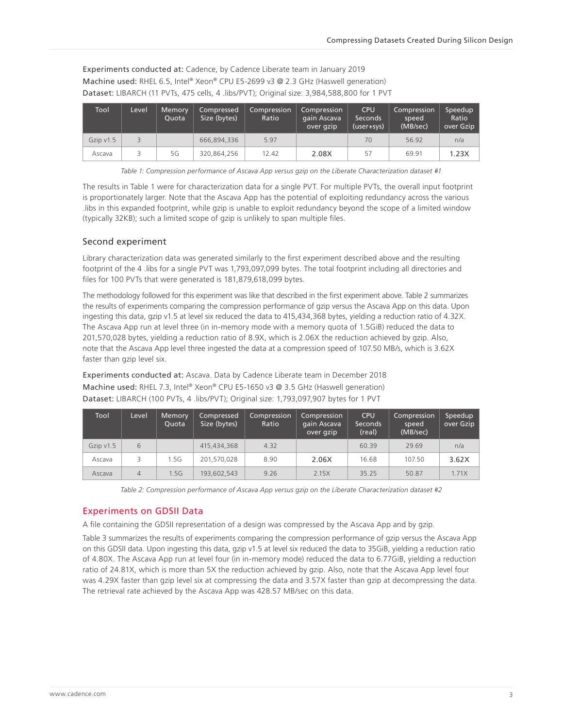**Experiments conducted at:** Cadence, by Cadence Liberate team in January 2019
**Machine used:** RHEL 6.5, Intel® Xeon® CPU E5-2699 v3 @ 2.3 GHz (Haswell generation)
**Dataset:** LIBARCH (11 PVTs, 475 cells, 4 .libs/PVT); Original size: 3,984,588,800 for 1 PVT

| Tool | Level | Memory Quota | Compressed Size (bytes) | Compression Ratio | Compression gain Ascava over gzip | CPU Seconds (user+sys) | Compression speed (MB/sec) | Speedup Ratio over Gzip |
|---|---|---|---|---|---|---|---|---|
| Gzip v1.5 | 3 | | 666,894,336 | 5.97 | | 70 | 56.92 | n/a |
| Ascava | 3 | 5G | 320,864,256 | 12.42 | **2.08X** | 57 | 69.91 | **1.23X** |

*Table 1: Compression performance of Ascava App versus gzip on the Liberate Characterization dataset #1*

The results in Table 1 were for characterization data for a single PVT. For multiple PVTs, the overall input footprint is proportionately larger. Note that the Ascava App has the potential of exploiting redundancy across the various .libs in this expanded footprint, while gzip is unable to exploit redundancy beyond the scope of a limited window (typically 32KB); such a limited scope of gzip is unlikely to span multiple files.

### Second experiment

Library characterization data was generated similarly to the first experiment described above and the resulting footprint of the 4 .libs for a single PVT was 1,793,097,099 bytes. The total footprint including all directories and files for 100 PVTs that were generated is 181,879,618,099 bytes.

The methodology followed for this experiment was like that described in the first experiment above. Table 2 summarizes the results of experiments comparing the compression performance of gzip versus the Ascava App on this data. Upon ingesting this data, gzip v1.5 at level six reduced the data to 415,434,368 bytes, yielding a reduction ratio of 4.32X. The Ascava App run at level three (in in-memory mode with a memory quota of 1.5GiB) reduced the data to 201,570,028 bytes, yielding a reduction ratio of 8.9X, which is 2.06X the reduction achieved by gzip. Also, note that the Ascava App level three ingested the data at a compression speed of 107.50 MB/s, which is 3.62X faster than gzip level six.

**Experiments conducted at:** Ascava. Data by Cadence Liberate team in December 2018
**Machine used:** RHEL 7.3, Intel® Xeon® CPU E5-1650 v3 @ 3.5 GHz (Haswell generation)
**Dataset:** LIBARCH (100 PVTs, 4 .libs/PVT); Original size: 1,793,097,907 bytes for 1 PVT

| Tool | Level | Memory Quota | Compressed Size (bytes) | Compression Ratio | Compression gain Ascava over gzip | CPU Seconds (real) | Compression speed (MB/sec) | Speedup over Gzip |
|---|---|---|---|---|---|---|---|---|
| Gzip v1.5 | 6 | | 415,434,368 | 4.32 | | 60.39 | 29.69 | n/a |
| Ascava | 3 | 1.5G | 201,570,028 | 8.90 | **2.06X** | 16.68 | 107.50 | **3.62X** |
| Ascava | 4 | 1.5G | 193,602,543 | 9.26 | 2.15X | 35.25 | 50.87 | 1.71X |

*Table 2: Compression performance of Ascava App versus gzip on the Liberate Characterization dataset #2*

## Experiments on GDSII Data

A file containing the GDSII representation of a design was compressed by the Ascava App and by gzip.

Table 3 summarizes the results of experiments comparing the compression performance of gzip versus the Ascava App on this GDSII data. Upon ingesting this data, gzip v1.5 at level six reduced the data to 35GiB, yielding a reduction ratio of 4.80X. The Ascava App run at level four (in in-memory mode) reduced the data to 6.77GiB, yielding a reduction ratio of 24.81X, which is more than 5X the reduction achieved by gzip. Also, note that the Ascava App level four was 4.29X faster than gzip level six at compressing the data and 3.57X faster than gzip at decompressing the data. The retrieval rate achieved by the Ascava App was 428.57 MB/sec on this data.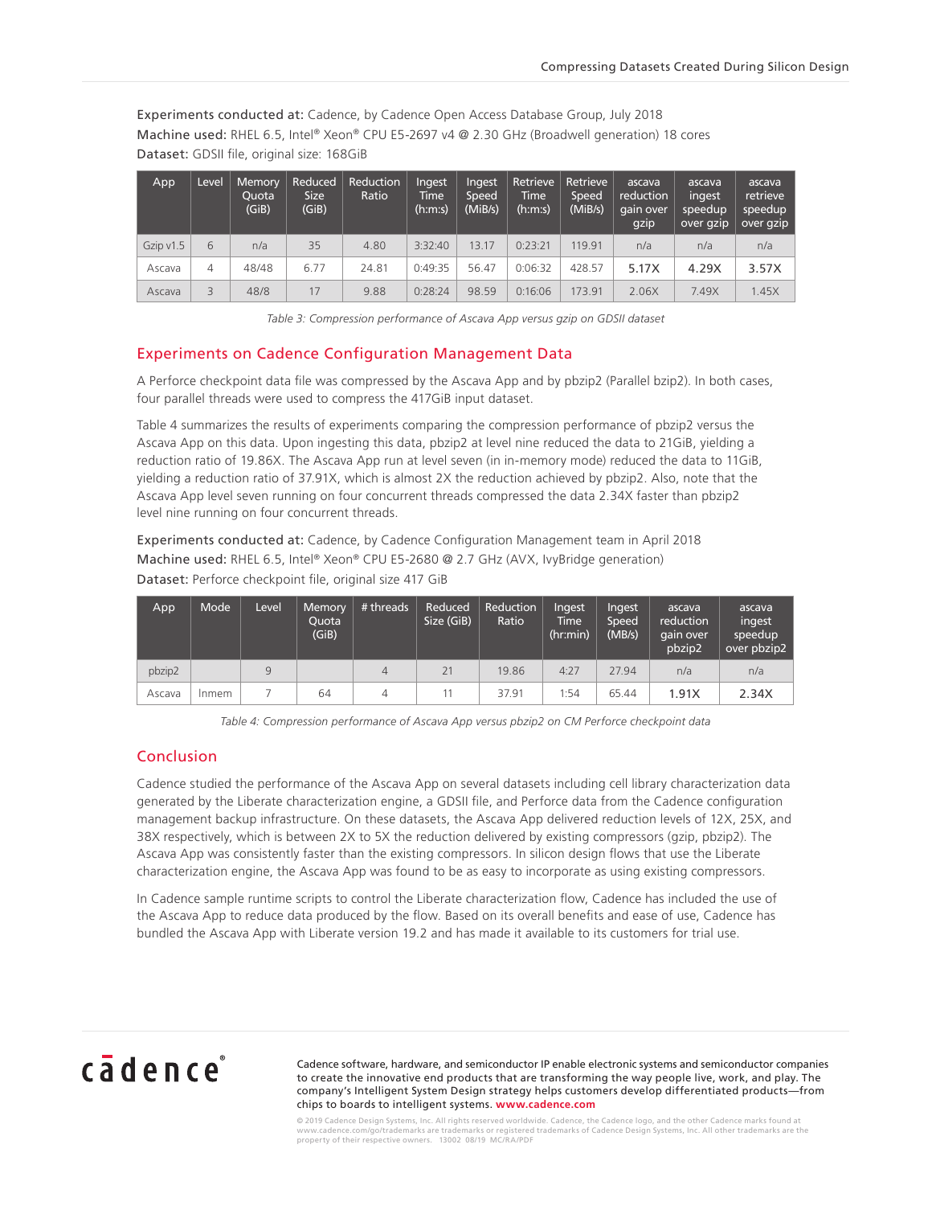**Experiments conducted at:** Cadence, by Cadence Open Access Database Group, July 2018
**Machine used:** RHEL 6.5, Intel® Xeon® CPU E5-2697 v4 @ 2.30 GHz (Broadwell generation) 18 cores
**Dataset:** GDSII file, original size: 168GiB

| App | Level | Memory Quota (GiB) | Reduced Size (GiB) | Reduction Ratio | Ingest Time (h:m:s) | Ingest Speed (MiB/s) | Retrieve Time (h:m:s) | Retrieve Speed (MiB/s) | ascava reduction gain over gzip | ascava ingest speedup over gzip | ascava retrieve speedup over gzip |
|---|---|---|---|---|---|---|---|---|---|---|---|
| Gzip v1.5 | 6 | n/a | 35 | 4.80 | 3:32:40 | 13.17 | 0:23:21 | 119.91 | n/a | n/a | n/a |
| Ascava | 4 | 48/48 | 6.77 | 24.81 | 0:49:35 | 56.47 | 0:06:32 | 428.57 | 5.17X | 4.29X | 3.57X |
| Ascava | 3 | 48/8 | 17 | 9.88 | 0:28:24 | 98.59 | 0:16:06 | 173.91 | 2.06X | 7.49X | 1.45X |

*Table 3: Compression performance of Ascava App versus gzip on GDSII dataset*

## Experiments on Cadence Configuration Management Data

A Perforce checkpoint data file was compressed by the Ascava App and by pbzip2 (Parallel bzip2). In both cases, four parallel threads were used to compress the 417GiB input dataset.

Table 4 summarizes the results of experiments comparing the compression performance of pbzip2 versus the Ascava App on this data. Upon ingesting this data, pbzip2 at level nine reduced the data to 21GiB, yielding a reduction ratio of 19.86X. The Ascava App run at level seven (in in-memory mode) reduced the data to 11GiB, yielding a reduction ratio of 37.91X, which is almost 2X the reduction achieved by pbzip2. Also, note that the Ascava App level seven running on four concurrent threads compressed the data 2.34X faster than pbzip2 level nine running on four concurrent threads.

**Experiments conducted at:** Cadence, by Cadence Configuration Management team in April 2018
**Machine used:** RHEL 6.5, Intel® Xeon® CPU E5-2680 @ 2.7 GHz (AVX, IvyBridge generation)
**Dataset:** Perforce checkpoint file, original size 417 GiB

| App | Mode | Level | Memory Quota (GiB) | # threads | Reduced Size (GiB) | Reduction Ratio | Ingest Time (hr:min) | Ingest Speed (MB/s) | ascava reduction gain over pbzip2 | ascava ingest speedup over pbzip2 |
|---|---|---|---|---|---|---|---|---|---|---|
| pbzip2 | | 9 | | 4 | 21 | 19.86 | 4:27 | 27.94 | n/a | n/a |
| Ascava | Inmem | 7 | 64 | 4 | 11 | 37.91 | 1:54 | 65.44 | 1.91X | 2.34X |

*Table 4: Compression performance of Ascava App versus pbzip2 on CM Perforce checkpoint data*

## Conclusion

Cadence studied the performance of the Ascava App on several datasets including cell library characterization data generated by the Liberate characterization engine, a GDSII file, and Perforce data from the Cadence configuration management backup infrastructure. On these datasets, the Ascava App delivered reduction levels of 12X, 25X, and 38X respectively, which is between 2X to 5X the reduction delivered by existing compressors (gzip, pbzip2). The Ascava App was consistently faster than the existing compressors. In silicon design flows that use the Liberate characterization engine, the Ascava App was found to be as easy to incorporate as using existing compressors.

In Cadence sample runtime scripts to control the Liberate characterization flow, Cadence has included the use of the Ascava App to reduce data produced by the flow. Based on its overall benefits and ease of use, Cadence has bundled the Ascava App with Liberate version 19.2 and has made it available to its customers for trial use.

cādence®

Cadence software, hardware, and semiconductor IP enable electronic systems and semiconductor companies to create the innovative end products that are transforming the way people live, work, and play. The company's Intelligent System Design strategy helps customers develop differentiated products—from chips to boards to intelligent systems. **www.cadence.com**

© 2019 Cadence Design Systems, Inc. All rights reserved worldwide. Cadence, the Cadence logo, and the other Cadence marks found at www.cadence.com/go/trademarks are trademarks or registered trademarks of Cadence Design Systems, Inc. All other trademarks are the property of their respective owners. 13002 08/19 MC/RA/PDF